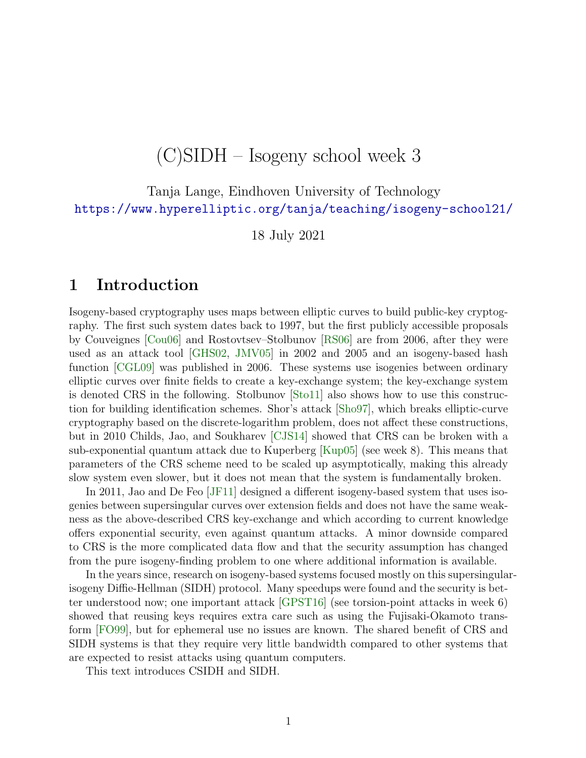# (C)SIDH – Isogeny school week 3

Tanja Lange, Eindhoven University of Technology

https://www.hyperelliptic.org/tanja/teaching/isogeny-school21/

18 July 2021

## 1 Introduction

Isogeny-based cryptography uses maps between elliptic curves to build public-key cryptography. The first such system dates back to 1997, but the first publicly accessible proposals by Couveignes [Cou06] and Rostovtsev–Stolbunov [RS06] are from 2006, after they were used as an attack tool [GHS02, JMV05] in 2002 and 2005 and an isogeny-based hash function [CGL09] was published in 2006. These systems use isogenies between ordinary elliptic curves over finite fields to create a key-exchange system; the key-exchange system is denoted CRS in the following. Stolbunov [Sto11] also shows how to use this construction for building identification schemes. Shor's attack [Sho97], which breaks elliptic-curve cryptography based on the discrete-logarithm problem, does not affect these constructions, but in 2010 Childs, Jao, and Soukharev [CJS14] showed that CRS can be broken with a sub-exponential quantum attack due to Kuperberg [Kup05] (see week 8). This means that parameters of the CRS scheme need to be scaled up asymptotically, making this already slow system even slower, but it does not mean that the system is fundamentally broken.

In 2011, Jao and De Feo [JF11] designed a different isogeny-based system that uses isogenies between supersingular curves over extension fields and does not have the same weakness as the above-described CRS key-exchange and which according to current knowledge offers exponential security, even against quantum attacks. A minor downside compared to CRS is the more complicated data flow and that the security assumption has changed from the pure isogeny-finding problem to one where additional information is available.

In the years since, research on isogeny-based systems focused mostly on this supersingular-isogeny Diffie-Hellman (SIDH) protocol. Many speedups were found and the security is better understood now; one important attack [GPST16] (see torsion-point attacks in week 6) showed that reusing keys requires extra care such as using the Fujisaki-Okamoto transform [FO99], but for ephemeral use no issues are known. The shared benefit of CRS and SIDH systems is that they require very little bandwidth compared to other systems that are expected to resist attacks using quantum computers.

This text introduces CSIDH and SIDH.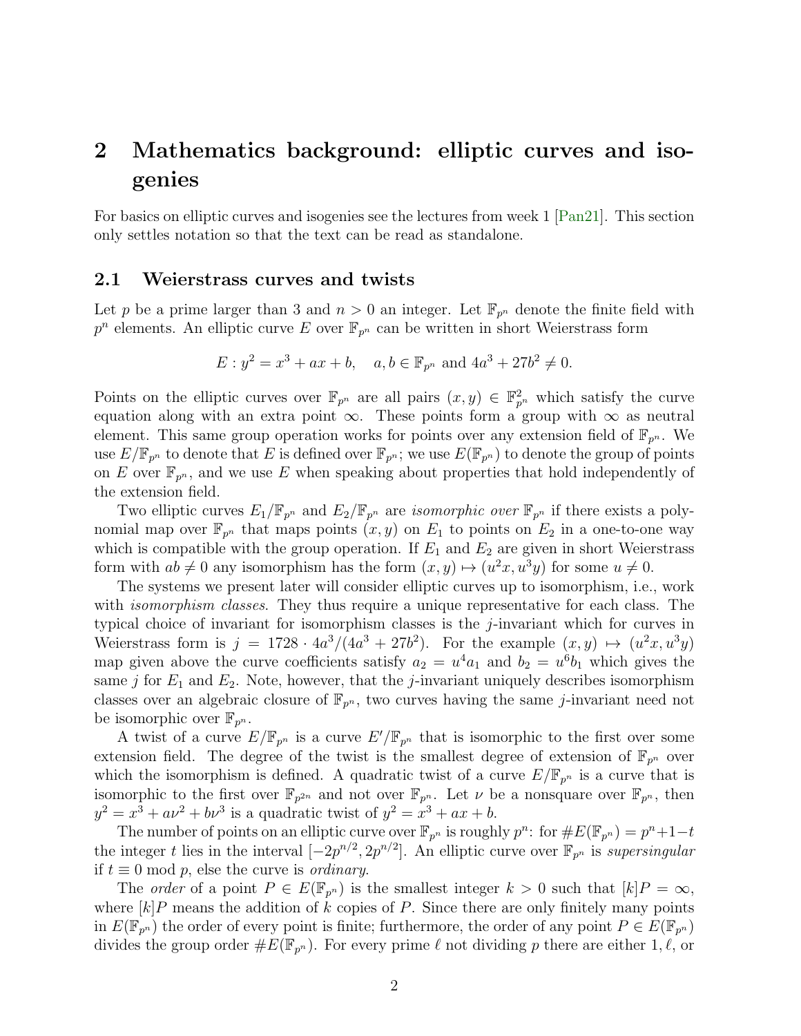# 2 Mathematics background: elliptic curves and isogenies

For basics on elliptic curves and isogenies see the lectures from week 1 [Pan21]. This section only settles notation so that the text can be read as standalone.

## 2.1 Weierstrass curves and twists

Let $p$ be a prime larger than 3 and $n > 0$ an integer. Let $\mathbb{F}_{p^n}$ denote the finite field with $p^n$ elements. An elliptic curve $E$ over $\mathbb{F}_{p^n}$ can be written in short Weierstrass form

$$E : y^2 = x^3 + ax + b, \quad a, b \in \mathbb{F}_{p^n} \text{ and } 4a^3 + 27b^2 \neq 0.$$

Points on the elliptic curves over $\mathbb{F}_{p^n}$ are all pairs $(x, y) \in \mathbb{F}_{p^n}^2$ which satisfy the curve equation along with an extra point $\infty$. These points form a group with $\infty$ as neutral element. This same group operation works for points over any extension field of $\mathbb{F}_{p^n}$. We use $E/\mathbb{F}_{p^n}$ to denote that $E$ is defined over $\mathbb{F}_{p^n}$; we use $E(\mathbb{F}_{p^n})$ to denote the group of points on $E$ over $\mathbb{F}_{p^n}$, and we use $E$ when speaking about properties that hold independently of the extension field.

Two elliptic curves $E_1/\mathbb{F}_{p^n}$ and $E_2/\mathbb{F}_{p^n}$ are *isomorphic over* $\mathbb{F}_{p^n}$ if there exists a polynomial map over $\mathbb{F}_{p^n}$ that maps points $(x, y)$ on $E_1$ to points on $E_2$ in a one-to-one way which is compatible with the group operation. If $E_1$ and $E_2$ are given in short Weierstrass form with $ab \neq 0$ any isomorphism has the form $(x, y) \mapsto (u^2x, u^3y)$ for some $u \neq 0$.

The systems we present later will consider elliptic curves up to isomorphism, i.e., work with *isomorphism classes*. They thus require a unique representative for each class. The typical choice of invariant for isomorphism classes is the $j$-invariant which for curves in Weierstrass form is $j = 1728 \cdot 4a^3/(4a^3 + 27b^2)$. For the example $(x, y) \mapsto (u^2x, u^3y)$ map given above the curve coefficients satisfy $a_2 = u^4a_1$ and $b_2 = u^6b_1$ which gives the same $j$ for $E_1$ and $E_2$. Note, however, that the $j$-invariant uniquely describes isomorphism classes over an algebraic closure of $\mathbb{F}_{p^n}$, two curves having the same $j$-invariant need not be isomorphic over $\mathbb{F}_{p^n}$.

A twist of a curve $E/\mathbb{F}_{p^n}$ is a curve $E'/\mathbb{F}_{p^n}$ that is isomorphic to the first over some extension field. The degree of the twist is the smallest degree of extension of $\mathbb{F}_{p^n}$ over which the isomorphism is defined. A quadratic twist of a curve $E/\mathbb{F}_{p^n}$ is a curve that is isomorphic to the first over $\mathbb{F}_{p^{2n}}$ and not over $\mathbb{F}_{p^n}$. Let $\nu$ be a nonsquare over $\mathbb{F}_{p^n}$, then $y^2 = x^3 + a\nu^2 + b\nu^3$ is a quadratic twist of $y^2 = x^3 + ax + b$.

The number of points on an elliptic curve over $\mathbb{F}_{p^n}$ is roughly $p^n$: for $\#E(\mathbb{F}_{p^n}) = p^n + 1 - t$ the integer $t$ lies in the interval $[-2p^{n/2}, 2p^{n/2}]$. An elliptic curve over $\mathbb{F}_{p^n}$ is *supersingular* if $t \equiv 0 \bmod p$, else the curve is *ordinary*.

The *order* of a point $P \in E(\mathbb{F}_{p^n})$ is the smallest integer $k > 0$ such that $[k]P = \infty$, where $[k]P$ means the addition of $k$ copies of $P$. Since there are only finitely many points in $E(\mathbb{F}_{p^n})$ the order of every point is finite; furthermore, the order of any point $P \in E(\mathbb{F}_{p^n})$ divides the group order $\#E(\mathbb{F}_{p^n})$. For every prime $\ell$ not dividing $p$ there are either $1, \ell$, or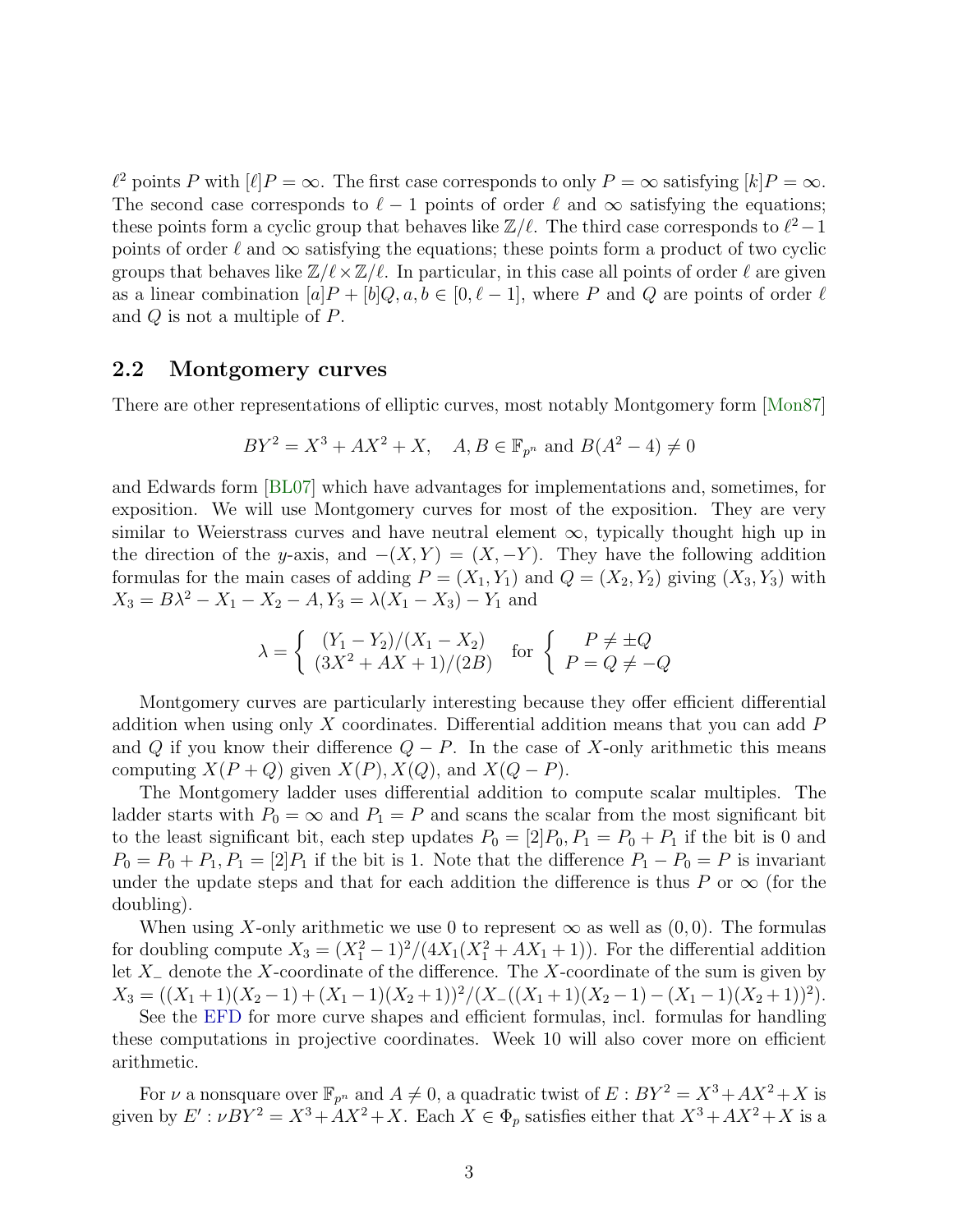$\ell^2$ points $P$ with $[\ell]P = \infty$. The first case corresponds to only $P = \infty$ satisfying $[k]P = \infty$. The second case corresponds to $\ell - 1$ points of order $\ell$ and $\infty$ satisfying the equations; these points form a cyclic group that behaves like $\mathbb{Z}/\ell$. The third case corresponds to $\ell^2 - 1$ points of order $\ell$ and $\infty$ satisfying the equations; these points form a product of two cyclic groups that behaves like $\mathbb{Z}/\ell \times \mathbb{Z}/\ell$. In particular, in this case all points of order $\ell$ are given as a linear combination $[a]P + [b]Q, a, b \in [0, \ell - 1]$, where $P$ and $Q$ are points of order $\ell$ and $Q$ is not a multiple of $P$.

## 2.2 Montgomery curves

There are other representations of elliptic curves, most notably Montgomery form [Mon87]

$$BY^2 = X^3 + AX^2 + X, \quad A, B \in \mathbb{F}_{p^n} \text{ and } B(A^2 - 4) \neq 0$$

and Edwards form [BL07] which have advantages for implementations and, sometimes, for exposition. We will use Montgomery curves for most of the exposition. They are very similar to Weierstrass curves and have neutral element $\infty$, typically thought high up in the direction of the $y$-axis, and $-(X, Y) = (X, -Y)$. They have the following addition formulas for the main cases of adding $P = (X_1, Y_1)$ and $Q = (X_2, Y_2)$ giving $(X_3, Y_3)$ with $X_3 = B\lambda^2 - X_1 - X_2 - A, Y_3 = \lambda(X_1 - X_3) - Y_1$ and

$$\lambda = \begin{cases} (Y_1 - Y_2)/(X_1 - X_2) \\ (3X^2 + AX + 1)/(2B) \end{cases} \text{for} \begin{cases} P \neq \pm Q \\ P = Q \neq -Q \end{cases}$$

Montgomery curves are particularly interesting because they offer efficient differential addition when using only $X$ coordinates. Differential addition means that you can add $P$ and $Q$ if you know their difference $Q - P$. In the case of $X$-only arithmetic this means computing $X(P + Q)$ given $X(P), X(Q)$, and $X(Q - P)$.

The Montgomery ladder uses differential addition to compute scalar multiples. The ladder starts with $P_0 = \infty$ and $P_1 = P$ and scans the scalar from the most significant bit to the least significant bit, each step updates $P_0 = [2]P_0, P_1 = P_0 + P_1$ if the bit is 0 and $P_0 = P_0 + P_1, P_1 = [2]P_1$ if the bit is 1. Note that the difference $P_1 - P_0 = P$ is invariant under the update steps and that for each addition the difference is thus $P$ or $\infty$ (for the doubling).

When using $X$-only arithmetic we use 0 to represent $\infty$ as well as $(0, 0)$. The formulas for doubling compute $X_3 = (X_1^2 - 1)^2/(4X_1(X_1^2 + AX_1 + 1))$. For the differential addition let $X_-$ denote the $X$-coordinate of the difference. The $X$-coordinate of the sum is given by $X_3 = ((X_1 + 1)(X_2 - 1) + (X_1 - 1)(X_2 + 1))^2/(X_-((X_1 + 1)(X_2 - 1) - (X_1 - 1)(X_2 + 1))^2)$.

See the EFD for more curve shapes and efficient formulas, incl. formulas for handling these computations in projective coordinates. Week 10 will also cover more on efficient arithmetic.

For $\nu$ a nonsquare over $\mathbb{F}_{p^n}$ and $A \neq 0$, a quadratic twist of $E : BY^2 = X^3 + AX^2 + X$ is given by $E' : \nu BY^2 = X^3 + AX^2 + X$. Each $X \in \Phi_p$ satisfies either that $X^3 + AX^2 + X$ is a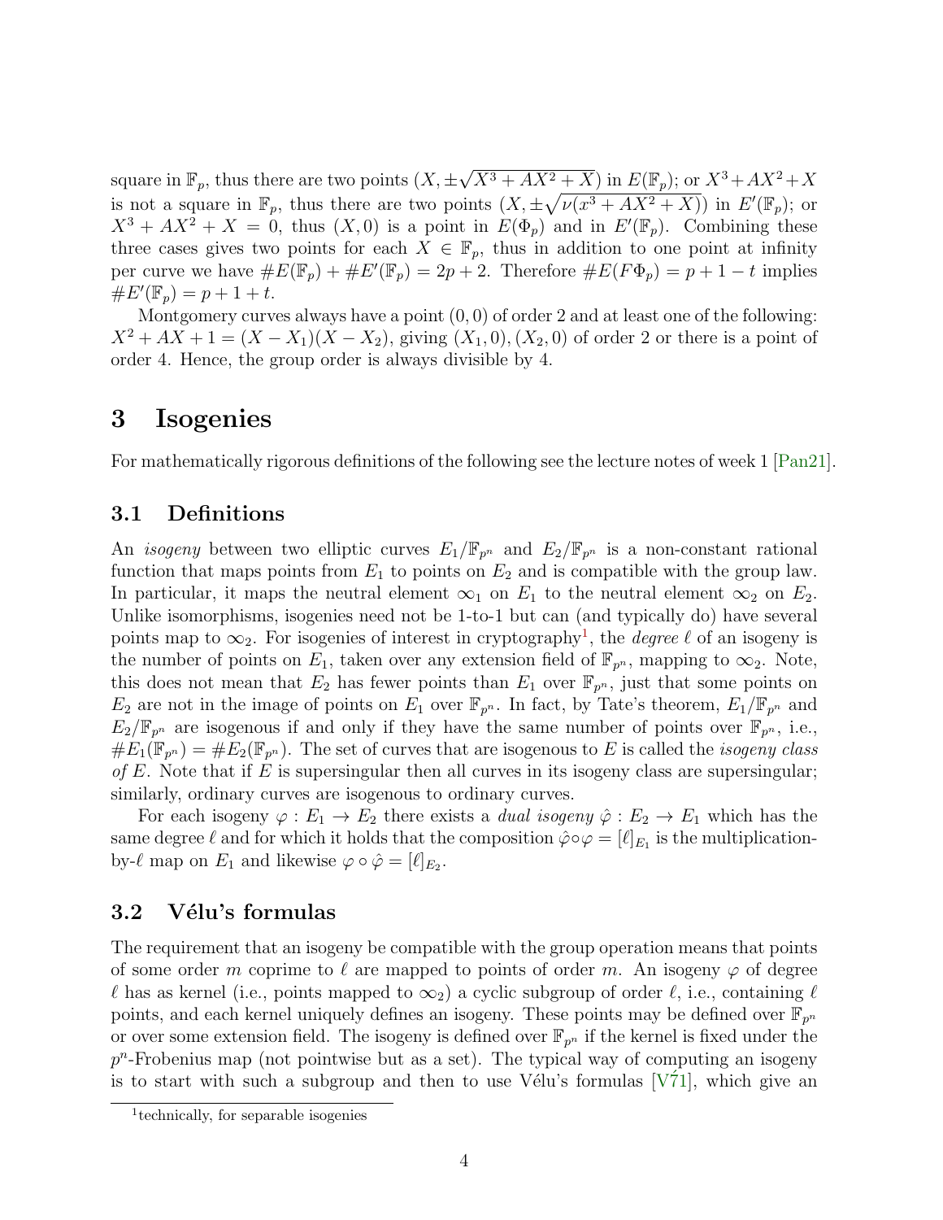square in $\mathbb{F}_p$, thus there are two points $(X, \pm\sqrt{X^3 + AX^2 + X})$ in $E(\mathbb{F}_p)$; or $X^3+AX^2+X$ is not a square in $\mathbb{F}_p$, thus there are two points $(X, \pm\sqrt{\nu(x^3 + AX^2 + X)})$ in $E'(\mathbb{F}_p)$; or $X^3 + AX^2 + X = 0$, thus $(X, 0)$ is a point in $E(\Phi_p)$ and in $E'(\mathbb{F}_p)$. Combining these three cases gives two points for each $X \in \mathbb{F}_p$, thus in addition to one point at infinity per curve we have $\#E(\mathbb{F}_p) + \#E'(\mathbb{F}_p) = 2p + 2$. Therefore $\#E(F\Phi_p) = p + 1 - t$ implies $\#E'(\mathbb{F}_p) = p + 1 + t$.

Montgomery curves always have a point $(0, 0)$ of order 2 and at least one of the following: $X^2 + AX + 1 = (X - X_1)(X - X_2)$, giving $(X_1, 0), (X_2, 0)$ of order 2 or there is a point of order 4. Hence, the group order is always divisible by 4.

# 3 Isogenies

For mathematically rigorous definitions of the following see the lecture notes of week 1 [Pan21].

## 3.1 Definitions

An *isogeny* between two elliptic curves $E_1/\mathbb{F}_{p^n}$ and $E_2/\mathbb{F}_{p^n}$ is a non-constant rational function that maps points from $E_1$ to points on $E_2$ and is compatible with the group law. In particular, it maps the neutral element $\infty_1$ on $E_1$ to the neutral element $\infty_2$ on $E_2$. Unlike isomorphisms, isogenies need not be 1-to-1 but can (and typically do) have several points map to $\infty_2$. For isogenies of interest in cryptography[1], the *degree* $\ell$ of an isogeny is the number of points on $E_1$, taken over any extension field of $\mathbb{F}_{p^n}$, mapping to $\infty_2$. Note, this does not mean that $E_2$ has fewer points than $E_1$ over $\mathbb{F}_{p^n}$, just that some points on $E_2$ are not in the image of points on $E_1$ over $\mathbb{F}_{p^n}$. In fact, by Tate's theorem, $E_1/\mathbb{F}_{p^n}$ and $E_2/\mathbb{F}_{p^n}$ are isogenous if and only if they have the same number of points over $\mathbb{F}_{p^n}$, i.e., $\#E_1(\mathbb{F}_{p^n}) = \#E_2(\mathbb{F}_{p^n})$. The set of curves that are isogenous to $E$ is called the *isogeny class of* $E$. Note that if $E$ is supersingular then all curves in its isogeny class are supersingular; similarly, ordinary curves are isogenous to ordinary curves.

For each isogeny $\varphi : E_1 \to E_2$ there exists a *dual isogeny* $\hat{\varphi} : E_2 \to E_1$ which has the same degree $\ell$ and for which it holds that the composition $\hat{\varphi} \circ \varphi = [\ell]_{E_1}$ is the multiplication-by-$\ell$ map on $E_1$ and likewise $\varphi \circ \hat{\varphi} = [\ell]_{E_2}$.

## 3.2 Vélu's formulas

The requirement that an isogeny be compatible with the group operation means that points of some order $m$ coprime to $\ell$ are mapped to points of order $m$. An isogeny $\varphi$ of degree $\ell$ has as kernel (i.e., points mapped to $\infty_2$) a cyclic subgroup of order $\ell$, i.e., containing $\ell$ points, and each kernel uniquely defines an isogeny. These points may be defined over $\mathbb{F}_{p^n}$ or over some extension field. The isogeny is defined over $\mathbb{F}_{p^n}$ if the kernel is fixed under the $p^n$-Frobenius map (not pointwise but as a set). The typical way of computing an isogeny is to start with such a subgroup and then to use Vélu's formulas [V71], which give an

[1] technically, for separable isogenies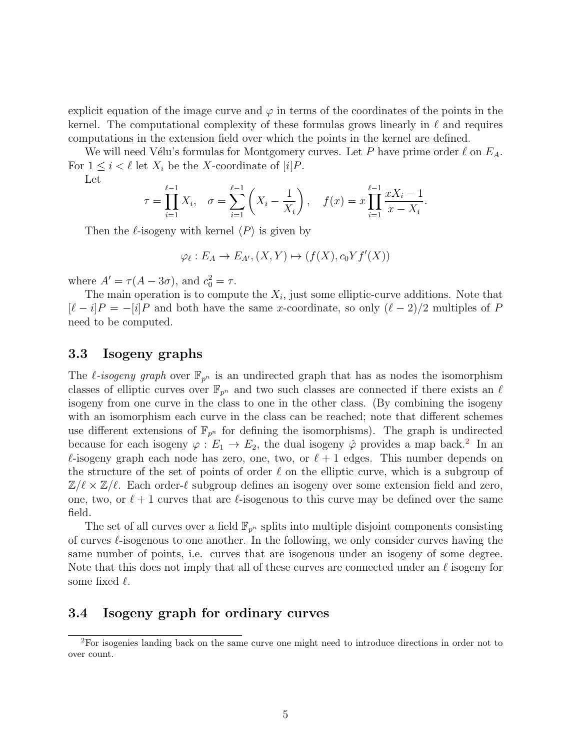explicit equation of the image curve and $\varphi$ in terms of the coordinates of the points in the kernel. The computational complexity of these formulas grows linearly in $\ell$ and requires computations in the extension field over which the points in the kernel are defined.

We will need Vélu's formulas for Montgomery curves. Let $P$ have prime order $\ell$ on $E_A$. For $1 \leq i < \ell$ let $X_i$ be the $X$-coordinate of $[i]P$.

Let

$$\tau = \prod_{i=1}^{\ell-1} X_i, \quad \sigma = \sum_{i=1}^{\ell-1} \left( X_i - \frac{1}{X_i} \right), \quad f(x) = x \prod_{i=1}^{\ell-1} \frac{xX_i - 1}{x - X_i}.$$

Then the $\ell$-isogeny with kernel $\langle P \rangle$ is given by

$$\varphi_\ell : E_A \to E_{A'}, (X, Y) \mapsto (f(X), c_0 Y f'(X))$$

where $A' = \tau(A - 3\sigma)$, and $c_0^2 = \tau$.

The main operation is to compute the $X_i$, just some elliptic-curve additions. Note that $[\ell - i]P = -[i]P$ and both have the same $x$-coordinate, so only $(\ell - 2)/2$ multiples of $P$ need to be computed.

### 3.3 Isogeny graphs

The *$\ell$-isogeny graph* over $\mathbb{F}_{p^n}$ is an undirected graph that has as nodes the isomorphism classes of elliptic curves over $\mathbb{F}_{p^n}$ and two such classes are connected if there exists an $\ell$ isogeny from one curve in the class to one in the other class. (By combining the isogeny with an isomorphism each curve in the class can be reached; note that different schemes use different extensions of $\mathbb{F}_{p^n}$ for defining the isomorphisms). The graph is undirected because for each isogeny $\varphi : E_1 \to E_2$, the dual isogeny $\hat{\varphi}$ provides a map back.[2] In an $\ell$-isogeny graph each node has zero, one, two, or $\ell + 1$ edges. This number depends on the structure of the set of points of order $\ell$ on the elliptic curve, which is a subgroup of $\mathbb{Z}/\ell \times \mathbb{Z}/\ell$. Each order-$\ell$ subgroup defines an isogeny over some extension field and zero, one, two, or $\ell + 1$ curves that are $\ell$-isogenous to this curve may be defined over the same field.

The set of all curves over a field $\mathbb{F}_{p^n}$ splits into multiple disjoint components consisting of curves $\ell$-isogenous to one another. In the following, we only consider curves having the same number of points, i.e. curves that are isogenous under an isogeny of some degree. Note that this does not imply that all of these curves are connected under an $\ell$ isogeny for some fixed $\ell$.

### 3.4 Isogeny graph for ordinary curves

[2] For isogenies landing back on the same curve one might need to introduce directions in order not to over count.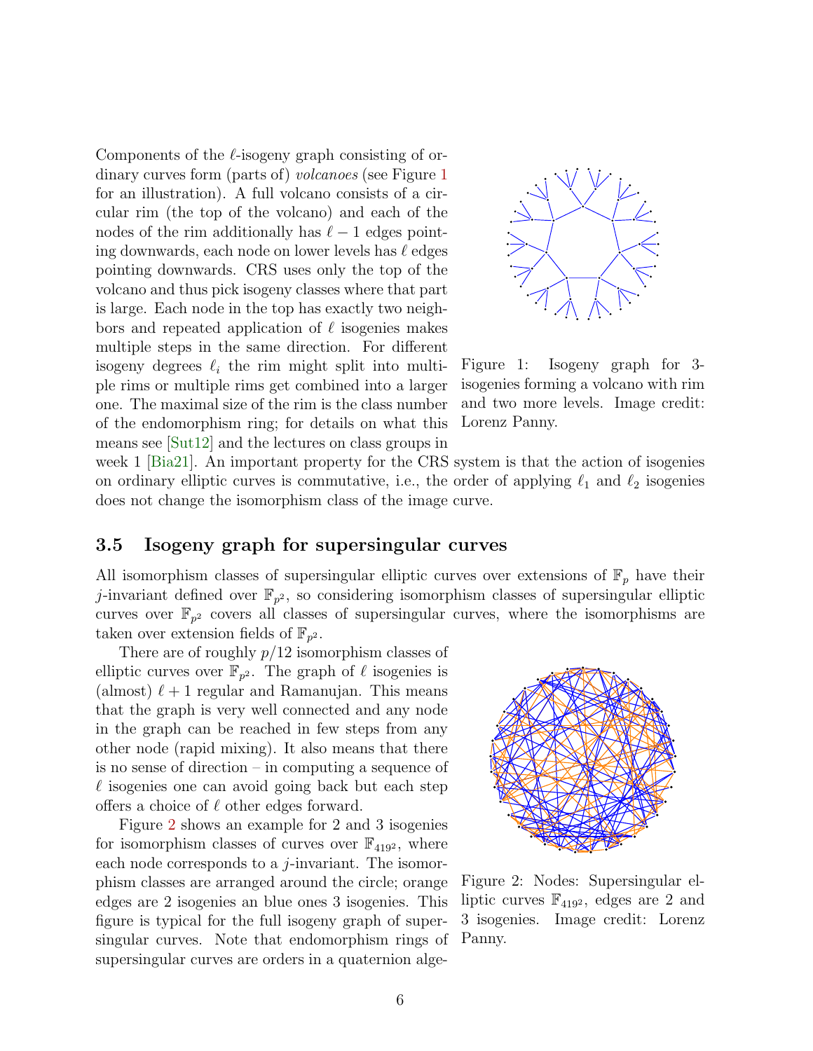Components of the $\ell$-isogeny graph consisting of ordinary curves form (parts of) *volcanoes* (see Figure 1 for an illustration). A full volcano consists of a circular rim (the top of the volcano) and each of the nodes of the rim additionally has $\ell - 1$ edges pointing downwards, each node on lower levels has $\ell$ edges pointing downwards. CRS uses only the top of the volcano and thus pick isogeny classes where that part is large. Each node in the top has exactly two neighbors and repeated application of $\ell$ isogenies makes multiple steps in the same direction. For different isogeny degrees $\ell_i$ the rim might split into multiple rims or multiple rims get combined into a larger one. The maximal size of the rim is the class number of the endomorphism ring; for details on what this means see [Sut12] and the lectures on class groups in week 1 [Bia21]. An important property for the CRS system is that the action of isogenies on ordinary elliptic curves is commutative, i.e., the order of applying $\ell_1$ and $\ell_2$ isogenies does not change the isomorphism class of the image curve.

Figure 1: Isogeny graph for 3-isogenies forming a volcano with rim and two more levels. Image credit: Lorenz Panny.

### 3.5 Isogeny graph for supersingular curves

All isomorphism classes of supersingular elliptic curves over extensions of $\mathbb{F}_p$ have their $j$-invariant defined over $\mathbb{F}_{p^2}$, so considering isomorphism classes of supersingular elliptic curves over $\mathbb{F}_{p^2}$ covers all classes of supersingular curves, where the isomorphisms are taken over extension fields of $\mathbb{F}_{p^2}$.

There are of roughly $p/12$ isomorphism classes of elliptic curves over $\mathbb{F}_{p^2}$. The graph of $\ell$ isogenies is (almost) $\ell + 1$ regular and Ramanujan. This means that the graph is very well connected and any node in the graph can be reached in few steps from any other node (rapid mixing). It also means that there is no sense of direction – in computing a sequence of $\ell$ isogenies one can avoid going back but each step offers a choice of $\ell$ other edges forward.

Figure 2 shows an example for 2 and 3 isogenies for isomorphism classes of curves over $\mathbb{F}_{419^2}$, where each node corresponds to a $j$-invariant. The isomorphism classes are arranged around the circle; orange edges are 2 isogenies an blue ones 3 isogenies. This figure is typical for the full isogeny graph of supersingular curves. Note that endomorphism rings of supersingular curves are orders in a quaternion alge-

Figure 2: Nodes: Supersingular elliptic curves $\mathbb{F}_{419^2}$, edges are 2 and 3 isogenies. Image credit: Lorenz Panny.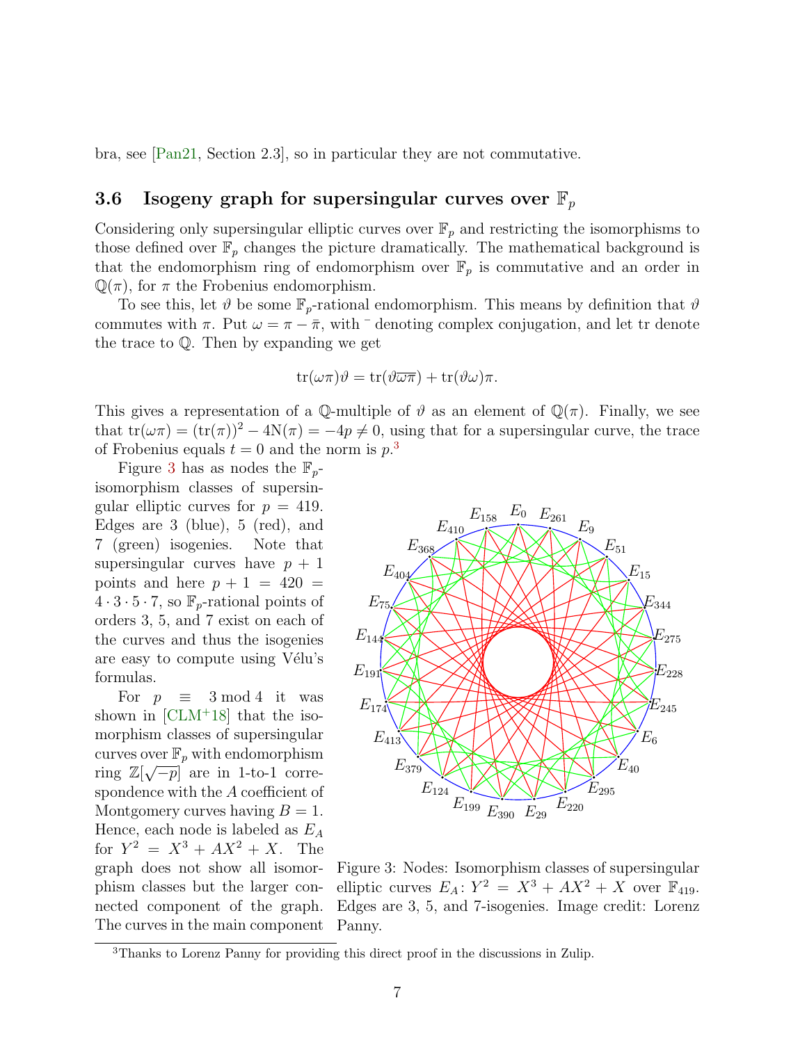bra, see [Pan21, Section 2.3], so in particular they are not commutative.

### 3.6 Isogeny graph for supersingular curves over $\mathbb{F}_p$

Considering only supersingular elliptic curves over $\mathbb{F}_p$ and restricting the isomorphisms to those defined over $\mathbb{F}_p$ changes the picture dramatically. The mathematical background is that the endomorphism ring of endomorphism over $\mathbb{F}_p$ is commutative and an order in $\mathbb{Q}(\pi)$, for $\pi$ the Frobenius endomorphism.

To see this, let $\vartheta$ be some $\mathbb{F}_p$-rational endomorphism. This means by definition that $\vartheta$ commutes with $\pi$. Put $\omega = \pi - \bar{\pi}$, with $\bar{\ }$ denoting complex conjugation, and let tr denote the trace to $\mathbb{Q}$. Then by expanding we get

$$\mathrm{tr}(\omega\pi)\vartheta = \mathrm{tr}(\vartheta\overline{\omega\pi}) + \mathrm{tr}(\vartheta\omega)\pi.$$

This gives a representation of a $\mathbb{Q}$-multiple of $\vartheta$ as an element of $\mathbb{Q}(\pi)$. Finally, we see that $\mathrm{tr}(\omega\pi) = (\mathrm{tr}(\pi))^2 - 4\mathrm{N}(\pi) = -4p \neq 0$, using that for a supersingular curve, the trace of Frobenius equals $t = 0$ and the norm is $p$.[3]

Figure 3 has as nodes the $\mathbb{F}_p$-isomorphism classes of supersingular elliptic curves for $p = 419$. Edges are 3 (blue), 5 (red), and 7 (green) isogenies. Note that supersingular curves have $p + 1$ points and here $p + 1 = 420 = 4 \cdot 3 \cdot 5 \cdot 7$, so $\mathbb{F}_p$-rational points of orders 3, 5, and 7 exist on each of the curves and thus the isogenies are easy to compute using Vélu's formulas.

For $p \equiv 3 \bmod 4$ it was shown in [CLM+18] that the isomorphism classes of supersingular curves over $\mathbb{F}_p$ with endomorphism ring $\mathbb{Z}[\sqrt{-p}]$ are in 1-to-1 correspondence with the $A$ coefficient of Montgomery curves having $B = 1$. Hence, each node is labeled as $E_A$ for $Y^2 = X^3 + AX^2 + X$. The graph does not show all isomorphism classes but the larger connected component of the graph. The curves in the main component

Figure 3: Nodes: Isomorphism classes of supersingular elliptic curves $E_A\colon Y^2 = X^3 + AX^2 + X$ over $\mathbb{F}_{419}$. Edges are 3, 5, and 7-isogenies. Image credit: Lorenz Panny.

[3] Thanks to Lorenz Panny for providing this direct proof in the discussions in Zulip.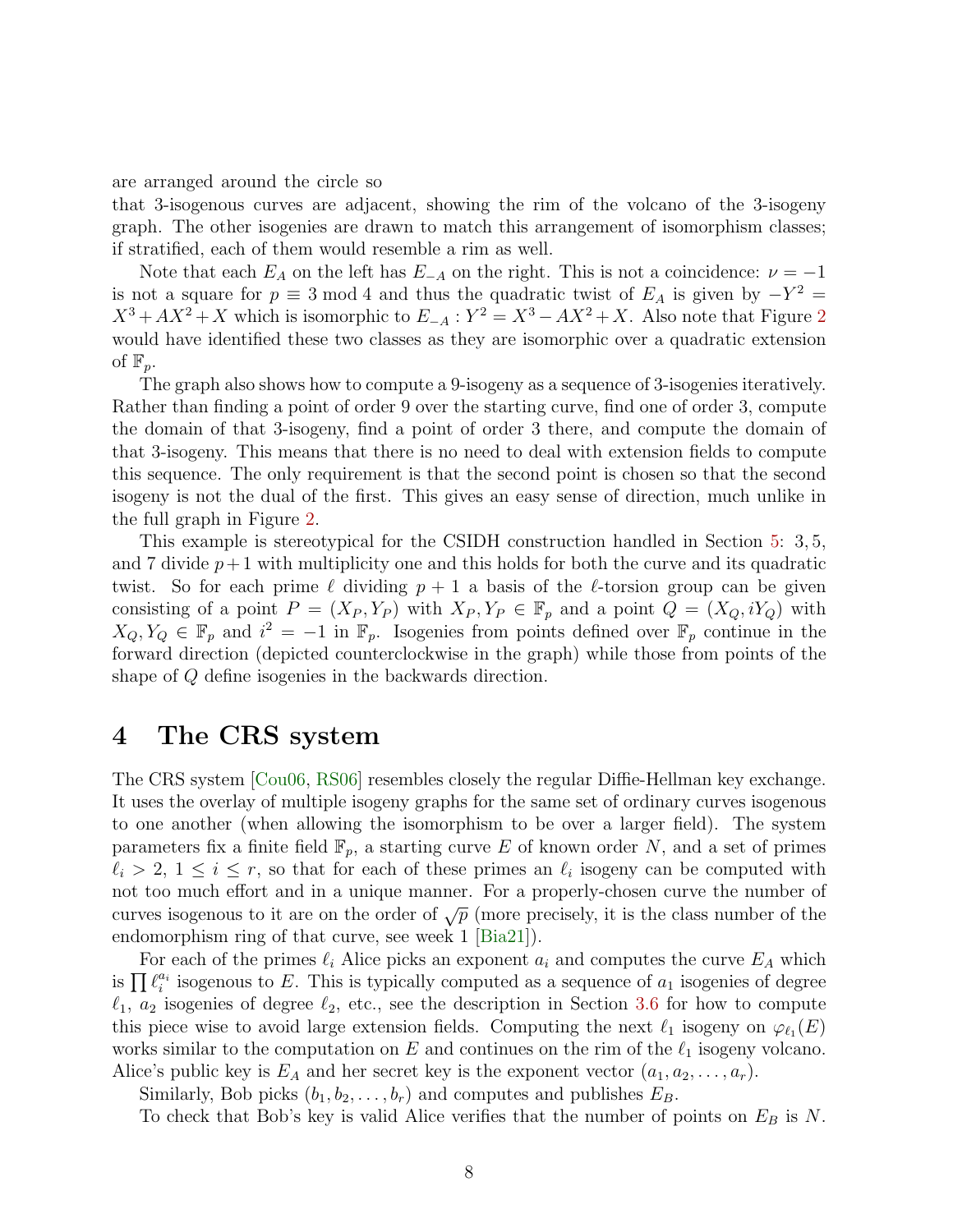are arranged around the circle so
that 3-isogenous curves are adjacent, showing the rim of the volcano of the 3-isogeny graph. The other isogenies are drawn to match this arrangement of isomorphism classes; if stratified, each of them would resemble a rim as well.

Note that each $E_A$ on the left has $E_{-A}$ on the right. This is not a coincidence: $\nu = -1$ is not a square for $p \equiv 3 \bmod 4$ and thus the quadratic twist of $E_A$ is given by $-Y^2 = X^3 + AX^2 + X$ which is isomorphic to $E_{-A} : Y^2 = X^3 - AX^2 + X$. Also note that Figure 2 would have identified these two classes as they are isomorphic over a quadratic extension of $\mathbb{F}_p$.

The graph also shows how to compute a 9-isogeny as a sequence of 3-isogenies iteratively. Rather than finding a point of order 9 over the starting curve, find one of order 3, compute the domain of that 3-isogeny, find a point of order 3 there, and compute the domain of that 3-isogeny. This means that there is no need to deal with extension fields to compute this sequence. The only requirement is that the second point is chosen so that the second isogeny is not the dual of the first. This gives an easy sense of direction, much unlike in the full graph in Figure 2.

This example is stereotypical for the CSIDH construction handled in Section 5: 3, 5, and 7 divide $p+1$ with multiplicity one and this holds for both the curve and its quadratic twist. So for each prime $\ell$ dividing $p+1$ a basis of the $\ell$-torsion group can be given consisting of a point $P = (X_P, Y_P)$ with $X_P, Y_P \in \mathbb{F}_p$ and a point $Q = (X_Q, iY_Q)$ with $X_Q, Y_Q \in \mathbb{F}_p$ and $i^2 = -1$ in $\mathbb{F}_p$. Isogenies from points defined over $\mathbb{F}_p$ continue in the forward direction (depicted counterclockwise in the graph) while those from points of the shape of $Q$ define isogenies in the backwards direction.

# 4 The CRS system

The CRS system [Cou06, RS06] resembles closely the regular Diffie-Hellman key exchange. It uses the overlay of multiple isogeny graphs for the same set of ordinary curves isogenous to one another (when allowing the isomorphism to be over a larger field). The system parameters fix a finite field $\mathbb{F}_p$, a starting curve $E$ of known order $N$, and a set of primes $\ell_i > 2$, $1 \leq i \leq r$, so that for each of these primes an $\ell_i$ isogeny can be computed with not too much effort and in a unique manner. For a properly-chosen curve the number of curves isogenous to it are on the order of $\sqrt{p}$ (more precisely, it is the class number of the endomorphism ring of that curve, see week 1 [Bia21]).

For each of the primes $\ell_i$ Alice picks an exponent $a_i$ and computes the curve $E_A$ which is $\prod \ell_i^{a_i}$ isogenous to $E$. This is typically computed as a sequence of $a_1$ isogenies of degree $\ell_1$, $a_2$ isogenies of degree $\ell_2$, etc., see the description in Section 3.6 for how to compute this piece wise to avoid large extension fields. Computing the next $\ell_1$ isogeny on $\varphi_{\ell_1}(E)$ works similar to the computation on $E$ and continues on the rim of the $\ell_1$ isogeny volcano. Alice's public key is $E_A$ and her secret key is the exponent vector $(a_1, a_2, \ldots, a_r)$.

Similarly, Bob picks $(b_1, b_2, \ldots, b_r)$ and computes and publishes $E_B$.

To check that Bob's key is valid Alice verifies that the number of points on $E_B$ is $N$.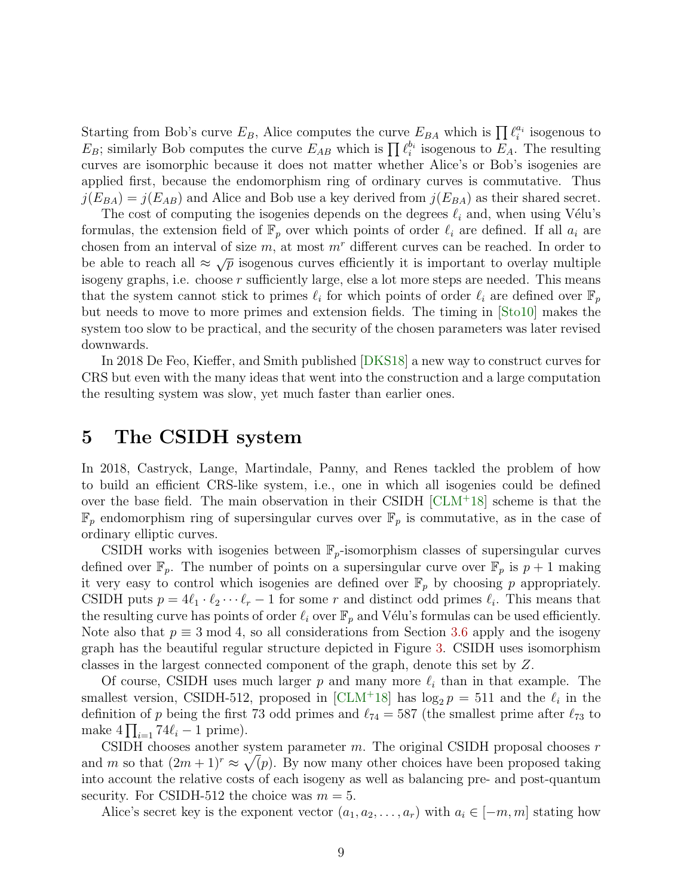Starting from Bob's curve $E_B$, Alice computes the curve $E_{BA}$ which is $\prod \ell_i^{a_i}$ isogenous to $E_B$; similarly Bob computes the curve $E_{AB}$ which is $\prod \ell_i^{b_i}$ isogenous to $E_A$. The resulting curves are isomorphic because it does not matter whether Alice's or Bob's isogenies are applied first, because the endomorphism ring of ordinary curves is commutative. Thus $j(E_{BA}) = j(E_{AB})$ and Alice and Bob use a key derived from $j(E_{BA})$ as their shared secret.

The cost of computing the isogenies depends on the degrees $\ell_i$ and, when using Vélu's formulas, the extension field of $\mathbb{F}_p$ over which points of order $\ell_i$ are defined. If all $a_i$ are chosen from an interval of size $m$, at most $m^r$ different curves can be reached. In order to be able to reach all $\approx \sqrt{p}$ isogenous curves efficiently it is important to overlay multiple isogeny graphs, i.e. choose $r$ sufficiently large, else a lot more steps are needed. This means that the system cannot stick to primes $\ell_i$ for which points of order $\ell_i$ are defined over $\mathbb{F}_p$ but needs to move to more primes and extension fields. The timing in [Sto10] makes the system too slow to be practical, and the security of the chosen parameters was later revised downwards.

In 2018 De Feo, Kieffer, and Smith published [DKS18] a new way to construct curves for CRS but even with the many ideas that went into the construction and a large computation the resulting system was slow, yet much faster than earlier ones.

# 5 The CSIDH system

In 2018, Castryck, Lange, Martindale, Panny, and Renes tackled the problem of how to build an efficient CRS-like system, i.e., one in which all isogenies could be defined over the base field. The main observation in their CSIDH [CLM+18] scheme is that the $\mathbb{F}_p$ endomorphism ring of supersingular curves over $\mathbb{F}_p$ is commutative, as in the case of ordinary elliptic curves.

CSIDH works with isogenies between $\mathbb{F}_p$-isomorphism classes of supersingular curves defined over $\mathbb{F}_p$. The number of points on a supersingular curve over $\mathbb{F}_p$ is $p+1$ making it very easy to control which isogenies are defined over $\mathbb{F}_p$ by choosing $p$ appropriately. CSIDH puts $p = 4\ell_1 \cdot \ell_2 \cdots \ell_r - 1$ for some $r$ and distinct odd primes $\ell_i$. This means that the resulting curve has points of order $\ell_i$ over $\mathbb{F}_p$ and Vélu's formulas can be used efficiently. Note also that $p \equiv 3 \bmod 4$, so all considerations from Section 3.6 apply and the isogeny graph has the beautiful regular structure depicted in Figure 3. CSIDH uses isomorphism classes in the largest connected component of the graph, denote this set by $Z$.

Of course, CSIDH uses much larger $p$ and many more $\ell_i$ than in that example. The smallest version, CSIDH-512, proposed in [CLM+18] has $\log_2 p = 511$ and the $\ell_i$ in the definition of $p$ being the first 73 odd primes and $\ell_{74} = 587$ (the smallest prime after $\ell_{73}$ to make $4 \prod_{i=1} 74\ell_i - 1$ prime).

CSIDH chooses another system parameter $m$. The original CSIDH proposal chooses $r$ and $m$ so that $(2m+1)^r \approx \sqrt(p)$. By now many other choices have been proposed taking into account the relative costs of each isogeny as well as balancing pre- and post-quantum security. For CSIDH-512 the choice was $m = 5$.

Alice's secret key is the exponent vector $(a_1, a_2, \ldots, a_r)$ with $a_i \in [-m, m]$ stating how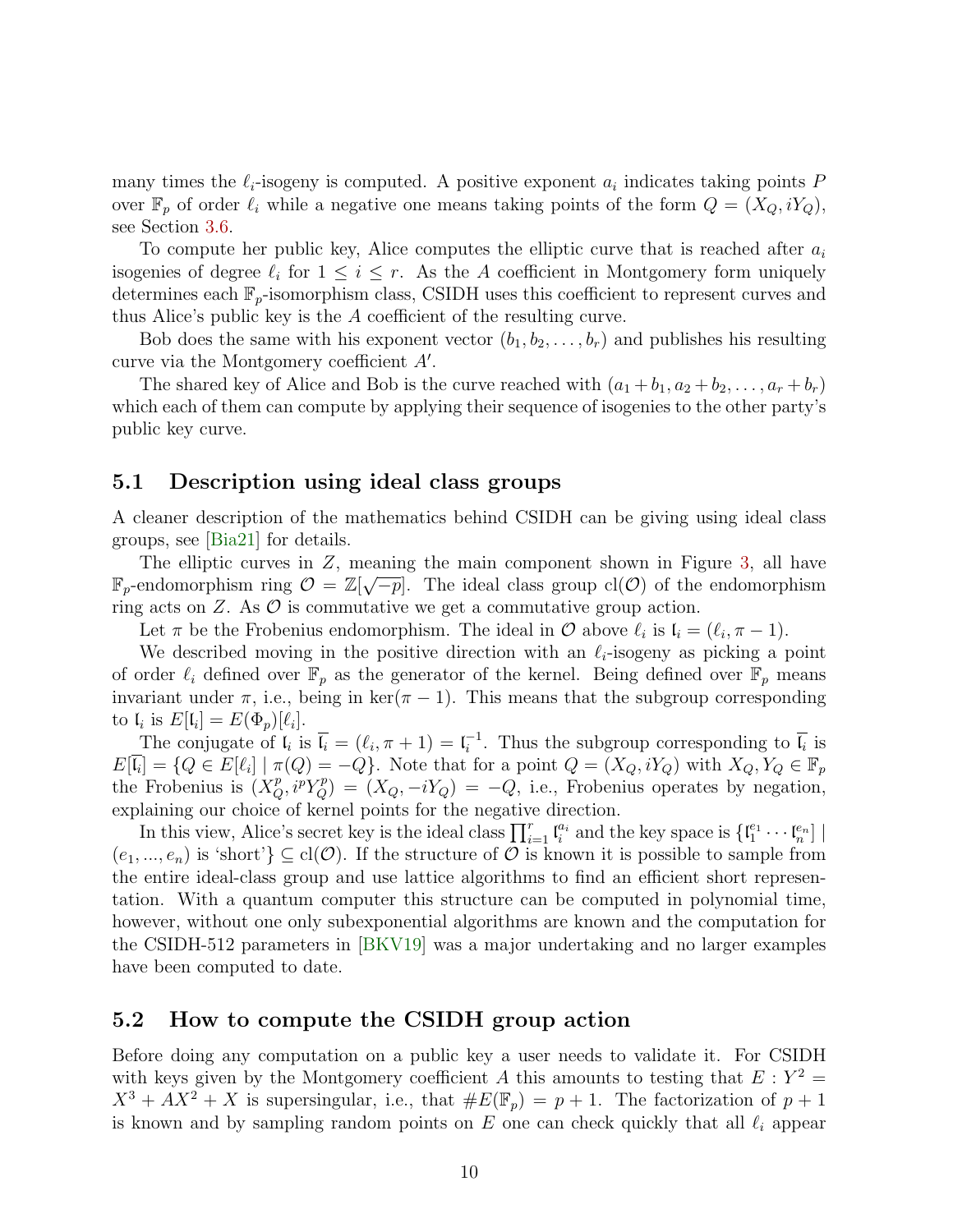many times the $\ell_i$-isogeny is computed. A positive exponent $a_i$ indicates taking points $P$ over $\mathbb{F}_p$ of order $\ell_i$ while a negative one means taking points of the form $Q = (X_Q, iY_Q)$, see Section 3.6.

To compute her public key, Alice computes the elliptic curve that is reached after $a_i$ isogenies of degree $\ell_i$ for $1 \leq i \leq r$. As the $A$ coefficient in Montgomery form uniquely determines each $\mathbb{F}_p$-isomorphism class, CSIDH uses this coefficient to represent curves and thus Alice's public key is the $A$ coefficient of the resulting curve.

Bob does the same with his exponent vector $(b_1, b_2, \ldots, b_r)$ and publishes his resulting curve via the Montgomery coefficient $A'$.

The shared key of Alice and Bob is the curve reached with $(a_1 + b_1, a_2 + b_2, \ldots, a_r + b_r)$ which each of them can compute by applying their sequence of isogenies to the other party's public key curve.

## 5.1 Description using ideal class groups

A cleaner description of the mathematics behind CSIDH can be giving using ideal class groups, see [Bia21] for details.

The elliptic curves in $Z$, meaning the main component shown in Figure 3, all have $\mathbb{F}_p$-endomorphism ring $\mathcal{O} = \mathbb{Z}[\sqrt{-p}]$. The ideal class group $\mathrm{cl}(\mathcal{O})$ of the endomorphism ring acts on $Z$. As $\mathcal{O}$ is commutative we get a commutative group action.

Let $\pi$ be the Frobenius endomorphism. The ideal in $\mathcal{O}$ above $\ell_i$ is $\mathfrak{l}_i = (\ell_i, \pi - 1)$.

We described moving in the positive direction with an $\ell_i$-isogeny as picking a point of order $\ell_i$ defined over $\mathbb{F}_p$ as the generator of the kernel. Being defined over $\mathbb{F}_p$ means invariant under $\pi$, i.e., being in $\ker(\pi - 1)$. This means that the subgroup corresponding to $\mathfrak{l}_i$ is $E[\mathfrak{l}_i] = E(\Phi_p)[\ell_i]$.

The conjugate of $\mathfrak{l}_i$ is $\overline{\mathfrak{l}_i} = (\ell_i, \pi + 1) = \mathfrak{l}_i^{-1}$. Thus the subgroup corresponding to $\overline{\mathfrak{l}_i}$ is $E[\overline{\mathfrak{l}_i}] = \{Q \in E[\ell_i] \mid \pi(Q) = -Q\}$. Note that for a point $Q = (X_Q, iY_Q)$ with $X_Q, Y_Q \in \mathbb{F}_p$ the Frobenius is $(X_Q^p, i^p Y_Q^p) = (X_Q, -iY_Q) = -Q$, i.e., Frobenius operates by negation, explaining our choice of kernel points for the negative direction.

In this view, Alice's secret key is the ideal class $\prod_{i=1}^r \mathfrak{l}_i^{a_i}$ and the key space is $\{[\mathfrak{l}_1^{e_1} \cdots \mathfrak{l}_n^{e_n}] \mid (e_1, ..., e_n)$ is 'short'$\} \subseteq \mathrm{cl}(\mathcal{O})$. If the structure of $\mathcal{O}$ is known it is possible to sample from the entire ideal-class group and use lattice algorithms to find an efficient short representation. With a quantum computer this structure can be computed in polynomial time, however, without one only subexponential algorithms are known and the computation for the CSIDH-512 parameters in [BKV19] was a major undertaking and no larger examples have been computed to date.

## 5.2 How to compute the CSIDH group action

Before doing any computation on a public key a user needs to validate it. For CSIDH with keys given by the Montgomery coefficient $A$ this amounts to testing that $E : Y^2 = X^3 + AX^2 + X$ is supersingular, i.e., that $\#E(\mathbb{F}_p) = p + 1$. The factorization of $p + 1$ is known and by sampling random points on $E$ one can check quickly that all $\ell_i$ appear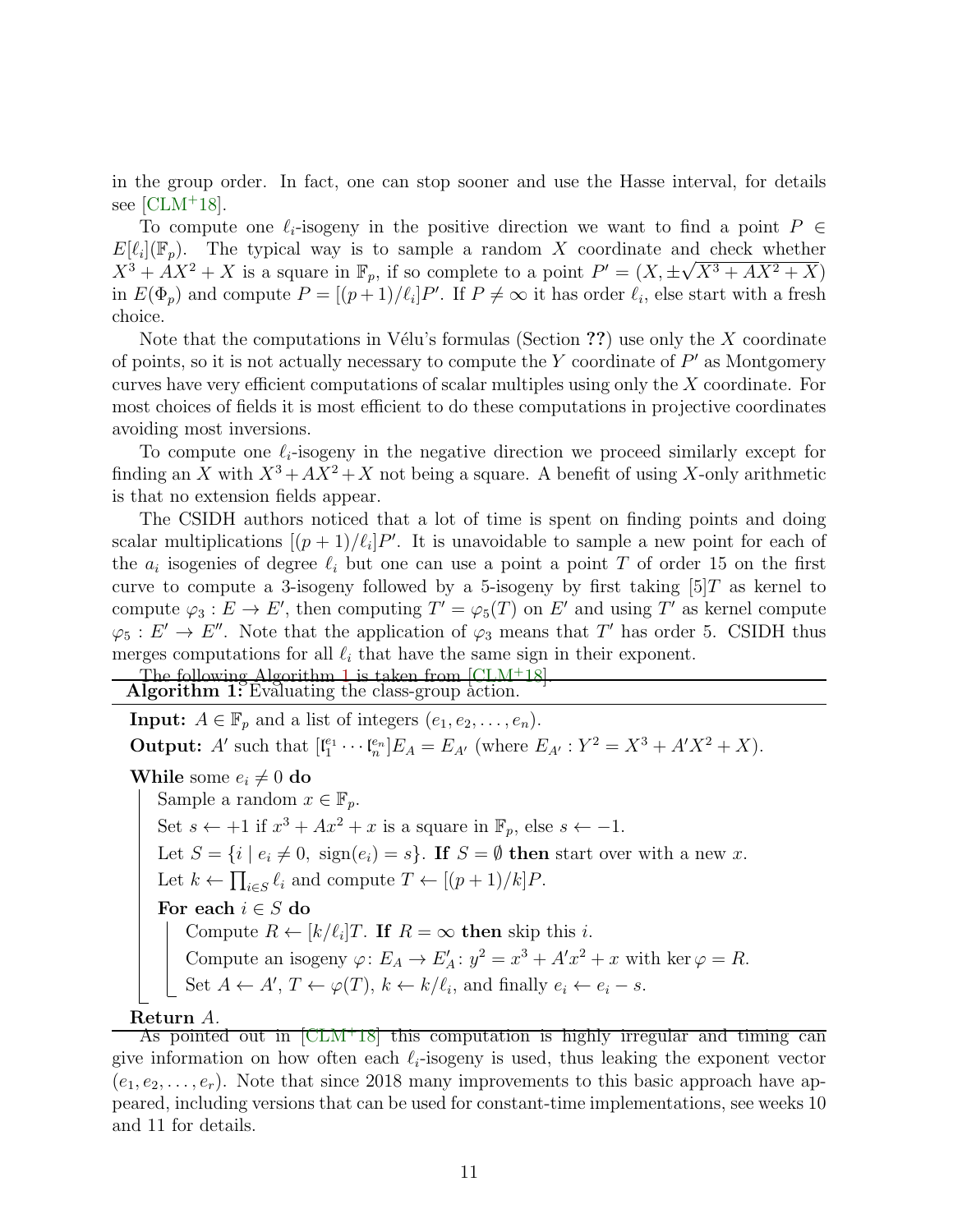in the group order. In fact, one can stop sooner and use the Hasse interval, for details see [CLM+18].

To compute one $\ell_i$-isogeny in the positive direction we want to find a point $P \in E[\ell_i](\mathbb{F}_p)$. The typical way is to sample a random $X$ coordinate and check whether $X^3 + AX^2 + X$ is a square in $\mathbb{F}_p$, if so complete to a point $P' = (X, \pm\sqrt{X^3 + AX^2 + X})$ in $E(\Phi_p)$ and compute $P = [(p+1)/\ell_i]P'$. If $P \neq \infty$ it has order $\ell_i$, else start with a fresh choice.

Note that the computations in Vélu's formulas (Section ??) use only the $X$ coordinate of points, so it is not actually necessary to compute the $Y$ coordinate of $P'$ as Montgomery curves have very efficient computations of scalar multiples using only the $X$ coordinate. For most choices of fields it is most efficient to do these computations in projective coordinates avoiding most inversions.

To compute one $\ell_i$-isogeny in the negative direction we proceed similarly except for finding an $X$ with $X^3 + AX^2 + X$ not being a square. A benefit of using $X$-only arithmetic is that no extension fields appear.

The CSIDH authors noticed that a lot of time is spent on finding points and doing scalar multiplications $[(p+1)/\ell_i]P'$. It is unavoidable to sample a new point for each of the $a_i$ isogenies of degree $\ell_i$ but one can use a point a point $T$ of order 15 on the first curve to compute a 3-isogeny followed by a 5-isogeny by first taking $[5]T$ as kernel to compute $\varphi_3 : E \to E'$, then computing $T' = \varphi_5(T)$ on $E'$ and using $T'$ as kernel compute $\varphi_5 : E' \to E''$. Note that the application of $\varphi_3$ means that $T'$ has order 5. CSIDH thus merges computations for all $\ell_i$ that have the same sign in their exponent.

The following Algorithm 1 is taken from [CLM+18].

**Algorithm 1:** Evaluating the class-group action.

**Input:** $A \in \mathbb{F}_p$ and a list of integers $(e_1, e_2, \ldots, e_n)$.
**Output:** $A'$ such that $[\mathfrak{l}_1^{e_1} \cdots \mathfrak{l}_n^{e_n}]E_A = E_{A'}$ (where $E_{A'} : Y^2 = X^3 + A'X^2 + X$).

**While** some $e_i \neq 0$ **do**
- Sample a random $x \in \mathbb{F}_p$.
- Set $s \leftarrow +1$ if $x^3 + Ax^2 + x$ is a square in $\mathbb{F}_p$, else $s \leftarrow -1$.
- Let $S = \{i \mid e_i \neq 0,\ \mathrm{sign}(e_i) = s\}$. **If** $S = \emptyset$ **then** start over with a new $x$.
- Let $k \leftarrow \prod_{i \in S} \ell_i$ and compute $T \leftarrow [(p+1)/k]P$.
- **For each** $i \in S$ **do**
  - Compute $R \leftarrow [k/\ell_i]T$. **If** $R = \infty$ **then** skip this $i$.
  - Compute an isogeny $\varphi \colon E_A \to E'_A \colon y^2 = x^3 + A'x^2 + x$ with $\ker\varphi = R$.
  - Set $A \leftarrow A'$, $T \leftarrow \varphi(T)$, $k \leftarrow k/\ell_i$, and finally $e_i \leftarrow e_i - s$.

**Return** $A$.

As pointed out in [CLM+18] this computation is highly irregular and timing can give information on how often each $\ell_i$-isogeny is used, thus leaking the exponent vector $(e_1, e_2, \ldots, e_r)$. Note that since 2018 many improvements to this basic approach have appeared, including versions that can be used for constant-time implementations, see weeks 10 and 11 for details.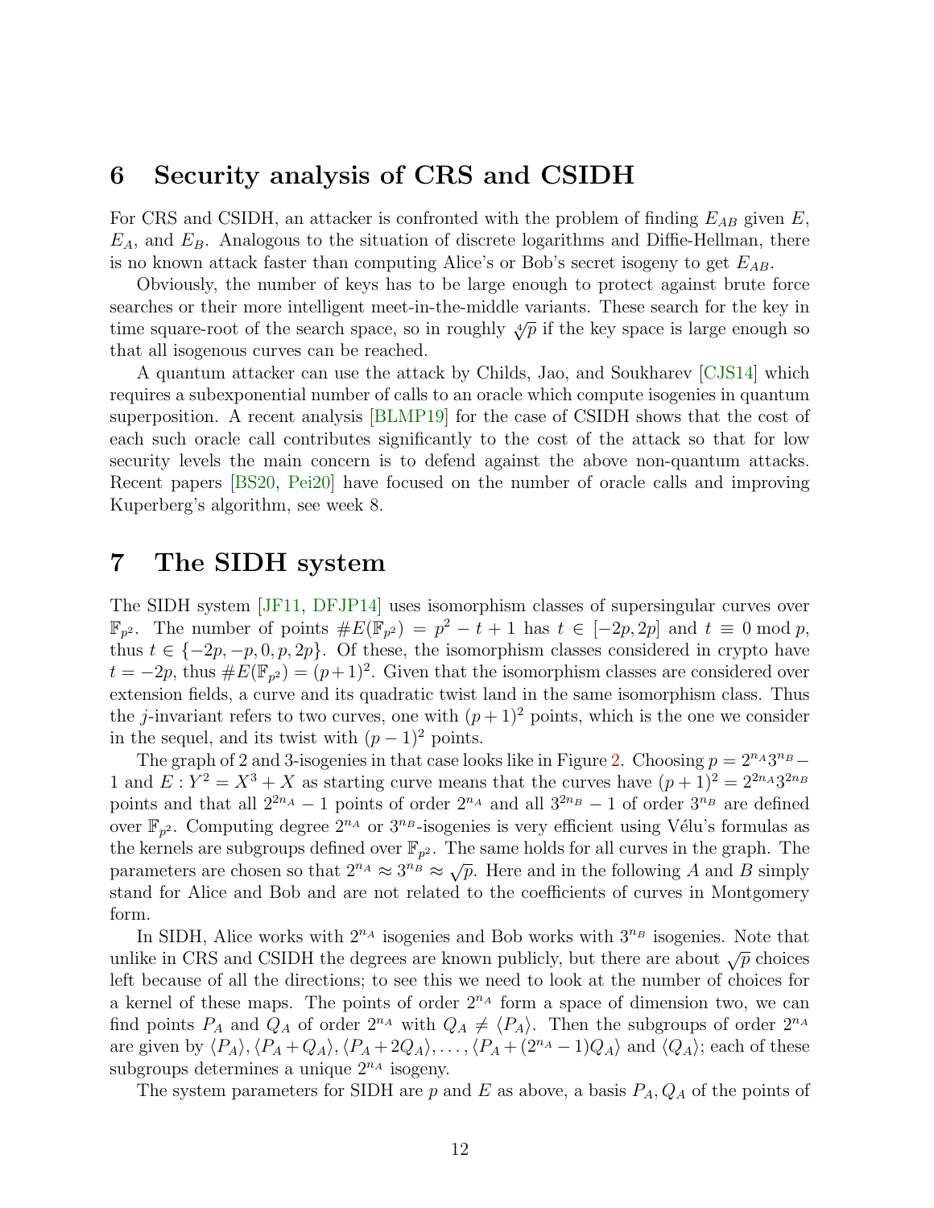## 6 Security analysis of CRS and CSIDH

For CRS and CSIDH, an attacker is confronted with the problem of finding $E_{AB}$ given $E$, $E_A$, and $E_B$. Analogous to the situation of discrete logarithms and Diffie-Hellman, there is no known attack faster than computing Alice's or Bob's secret isogeny to get $E_{AB}$.

Obviously, the number of keys has to be large enough to protect against brute force searches or their more intelligent meet-in-the-middle variants. These search for the key in time square-root of the search space, so in roughly $\sqrt[4]{p}$ if the key space is large enough so that all isogenous curves can be reached.

A quantum attacker can use the attack by Childs, Jao, and Soukharev [CJS14] which requires a subexponential number of calls to an oracle which compute isogenies in quantum superposition. A recent analysis [BLMP19] for the case of CSIDH shows that the cost of each such oracle call contributes significantly to the cost of the attack so that for low security levels the main concern is to defend against the above non-quantum attacks. Recent papers [BS20, Pei20] have focused on the number of oracle calls and improving Kuperberg's algorithm, see week 8.

## 7 The SIDH system

The SIDH system [JF11, DFJP14] uses isomorphism classes of supersingular curves over $\mathbb{F}_{p^2}$. The number of points $\#E(\mathbb{F}_{p^2}) = p^2 - t + 1$ has $t \in [-2p, 2p]$ and $t \equiv 0 \bmod p$, thus $t \in \{-2p, -p, 0, p, 2p\}$. Of these, the isomorphism classes considered in crypto have $t = -2p$, thus $\#E(\mathbb{F}_{p^2}) = (p+1)^2$. Given that the isomorphism classes are considered over extension fields, a curve and its quadratic twist land in the same isomorphism class. Thus the $j$-invariant refers to two curves, one with $(p+1)^2$ points, which is the one we consider in the sequel, and its twist with $(p-1)^2$ points.

The graph of 2 and 3-isogenies in that case looks like in Figure 2. Choosing $p = 2^{n_A}3^{n_B} - 1$ and $E : Y^2 = X^3 + X$ as starting curve means that the curves have $(p+1)^2 = 2^{2n_A}3^{2n_B}$ points and that all $2^{2n_A} - 1$ points of order $2^{n_A}$ and all $3^{2n_B} - 1$ of order $3^{n_B}$ are defined over $\mathbb{F}_{p^2}$. Computing degree $2^{n_A}$ or $3^{n_B}$-isogenies is very efficient using Vélu's formulas as the kernels are subgroups defined over $\mathbb{F}_{p^2}$. The same holds for all curves in the graph. The parameters are chosen so that $2^{n_A} \approx 3^{n_B} \approx \sqrt{p}$. Here and in the following $A$ and $B$ simply stand for Alice and Bob and are not related to the coefficients of curves in Montgomery form.

In SIDH, Alice works with $2^{n_A}$ isogenies and Bob works with $3^{n_B}$ isogenies. Note that unlike in CRS and CSIDH the degrees are known publicly, but there are about $\sqrt{p}$ choices left because of all the directions; to see this we need to look at the number of choices for a kernel of these maps. The points of order $2^{n_A}$ form a space of dimension two, we can find points $P_A$ and $Q_A$ of order $2^{n_A}$ with $Q_A \neq \langle P_A \rangle$. Then the subgroups of order $2^{n_A}$ are given by $\langle P_A \rangle, \langle P_A + Q_A \rangle, \langle P_A + 2Q_A \rangle, \ldots, \langle P_A + (2^{n_A} - 1)Q_A \rangle$ and $\langle Q_A \rangle$; each of these subgroups determines a unique $2^{n_A}$ isogeny.

The system parameters for SIDH are $p$ and $E$ as above, a basis $P_A, Q_A$ of the points of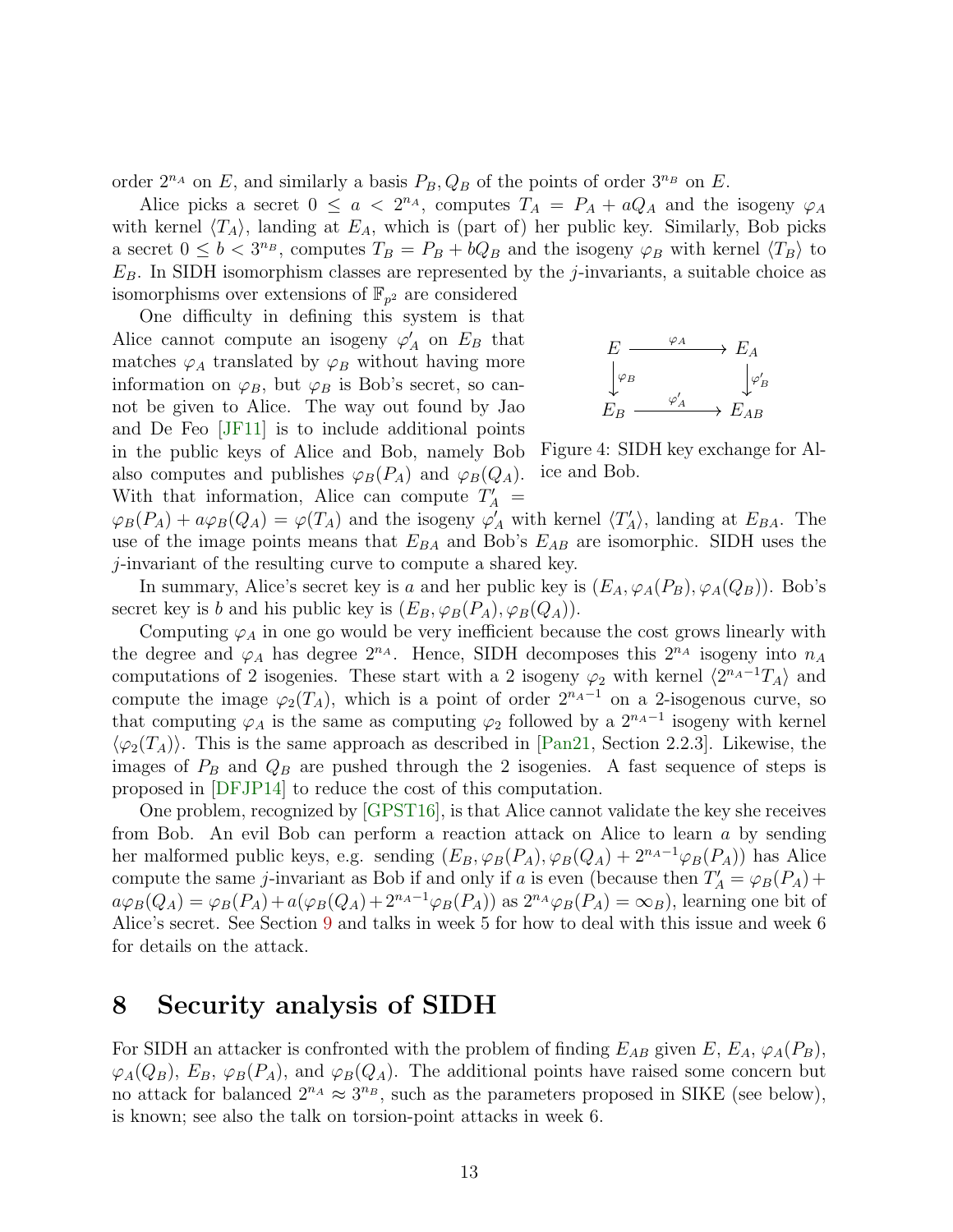order $2^{n_A}$ on $E$, and similarly a basis $P_B, Q_B$ of the points of order $3^{n_B}$ on $E$.

Alice picks a secret $0 \le a < 2^{n_A}$, computes $T_A = P_A + aQ_A$ and the isogeny $\varphi_A$ with kernel $\langle T_A \rangle$, landing at $E_A$, which is (part of) her public key. Similarly, Bob picks a secret $0 \le b < 3^{n_B}$, computes $T_B = P_B + bQ_B$ and the isogeny $\varphi_B$ with kernel $\langle T_B \rangle$ to $E_B$. In SIDH isomorphism classes are represented by the $j$-invariants, a suitable choice as isomorphisms over extensions of $\mathbb{F}_{p^2}$ are considered

One difficulty in defining this system is that Alice cannot compute an isogeny $\varphi'_A$ on $E_B$ that matches $\varphi_A$ translated by $\varphi_B$ without having more information on $\varphi_B$, but $\varphi_B$ is Bob's secret, so cannot be given to Alice. The way out found by Jao and De Feo [JF11] is to include additional points in the public keys of Alice and Bob, namely Bob also computes and publishes $\varphi_B(P_A)$ and $\varphi_B(Q_A)$. With that information, Alice can compute $T'_A = \varphi_B(P_A) + a\varphi_B(Q_A) = \varphi(T_A)$ and the isogeny $\varphi'_A$ with kernel $\langle T'_A \rangle$, landing at $E_{BA}$. The use of the image points means that $E_{BA}$ and Bob's $E_{AB}$ are isomorphic. SIDH uses the $j$-invariant of the resulting curve to compute a shared key.

$$
\begin{array}{ccc}
E & \xrightarrow{\varphi_A} & E_A \\
\downarrow{\scriptstyle \varphi_B} & & \downarrow{\scriptstyle \varphi'_B} \\
E_B & \xrightarrow{\varphi'_A} & E_{AB}
\end{array}
$$

Figure 4: SIDH key exchange for Alice and Bob.

In summary, Alice's secret key is $a$ and her public key is $(E_A, \varphi_A(P_B), \varphi_A(Q_B))$. Bob's secret key is $b$ and his public key is $(E_B, \varphi_B(P_A), \varphi_B(Q_A))$.

Computing $\varphi_A$ in one go would be very inefficient because the cost grows linearly with the degree and $\varphi_A$ has degree $2^{n_A}$. Hence, SIDH decomposes this $2^{n_A}$ isogeny into $n_A$ computations of 2 isogenies. These start with a 2 isogeny $\varphi_2$ with kernel $\langle 2^{n_A-1}T_A \rangle$ and compute the image $\varphi_2(T_A)$, which is a point of order $2^{n_A-1}$ on a 2-isogenous curve, so that computing $\varphi_A$ is the same as computing $\varphi_2$ followed by a $2^{n_A-1}$ isogeny with kernel $\langle \varphi_2(T_A) \rangle$. This is the same approach as described in [Pan21, Section 2.2.3]. Likewise, the images of $P_B$ and $Q_B$ are pushed through the 2 isogenies. A fast sequence of steps is proposed in [DFJP14] to reduce the cost of this computation.

One problem, recognized by [GPST16], is that Alice cannot validate the key she receives from Bob. An evil Bob can perform a reaction attack on Alice to learn $a$ by sending her malformed public keys, e.g. sending $(E_B, \varphi_B(P_A), \varphi_B(Q_A) + 2^{n_A-1}\varphi_B(P_A))$ has Alice compute the same $j$-invariant as Bob if and only if $a$ is even (because then $T'_A = \varphi_B(P_A) + a\varphi_B(Q_A) = \varphi_B(P_A) + a(\varphi_B(Q_A) + 2^{n_A-1}\varphi_B(P_A))$ as $2^{n_A}\varphi_B(P_A) = \infty_B$), learning one bit of Alice's secret. See Section 9 and talks in week 5 for how to deal with this issue and week 6 for details on the attack.

## 8 Security analysis of SIDH

For SIDH an attacker is confronted with the problem of finding $E_{AB}$ given $E$, $E_A$, $\varphi_A(P_B)$, $\varphi_A(Q_B)$, $E_B$, $\varphi_B(P_A)$, and $\varphi_B(Q_A)$. The additional points have raised some concern but no attack for balanced $2^{n_A} \approx 3^{n_B}$, such as the parameters proposed in SIKE (see below), is known; see also the talk on torsion-point attacks in week 6.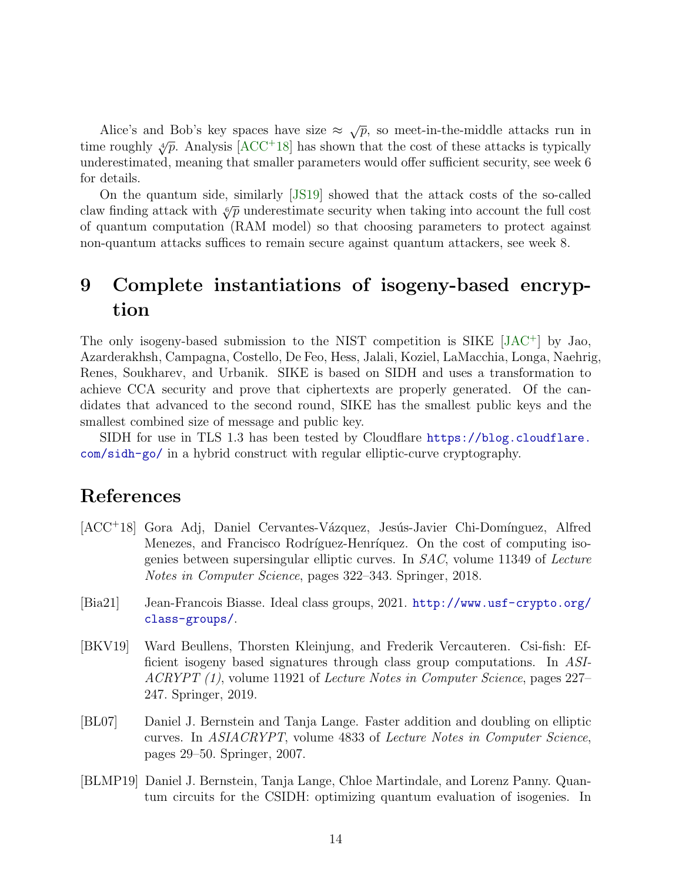Alice's and Bob's key spaces have size $\approx \sqrt{p}$, so meet-in-the-middle attacks run in time roughly $\sqrt[4]{p}$. Analysis [ACC+18] has shown that the cost of these attacks is typically underestimated, meaning that smaller parameters would offer sufficient security, see week 6 for details.

On the quantum side, similarly [JS19] showed that the attack costs of the so-called claw finding attack with $\sqrt[6]{p}$ underestimate security when taking into account the full cost of quantum computation (RAM model) so that choosing parameters to protect against non-quantum attacks suffices to remain secure against quantum attackers, see week 8.

# 9 Complete instantiations of isogeny-based encryption

The only isogeny-based submission to the NIST competition is SIKE [JAC+] by Jao, Azarderakhsh, Campagna, Costello, De Feo, Hess, Jalali, Koziel, LaMacchia, Longa, Naehrig, Renes, Soukharev, and Urbanik. SIKE is based on SIDH and uses a transformation to achieve CCA security and prove that ciphertexts are properly generated. Of the candidates that advanced to the second round, SIKE has the smallest public keys and the smallest combined size of message and public key.

SIDH for use in TLS 1.3 has been tested by Cloudflare https://blog.cloudflare.com/sidh-go/ in a hybrid construct with regular elliptic-curve cryptography.

# References

[ACC+18] Gora Adj, Daniel Cervantes-Vázquez, Jesús-Javier Chi-Domínguez, Alfred Menezes, and Francisco Rodríguez-Henríquez. On the cost of computing isogenies between supersingular elliptic curves. In *SAC*, volume 11349 of *Lecture Notes in Computer Science*, pages 322–343. Springer, 2018.

[Bia21] Jean-Francois Biasse. Ideal class groups, 2021. http://www.usf-crypto.org/class-groups/.

[BKV19] Ward Beullens, Thorsten Kleinjung, and Frederik Vercauteren. Csi-fish: Efficient isogeny based signatures through class group computations. In *ASIACRYPT (1)*, volume 11921 of *Lecture Notes in Computer Science*, pages 227–247. Springer, 2019.

[BL07] Daniel J. Bernstein and Tanja Lange. Faster addition and doubling on elliptic curves. In *ASIACRYPT*, volume 4833 of *Lecture Notes in Computer Science*, pages 29–50. Springer, 2007.

[BLMP19] Daniel J. Bernstein, Tanja Lange, Chloe Martindale, and Lorenz Panny. Quantum circuits for the CSIDH: optimizing quantum evaluation of isogenies. In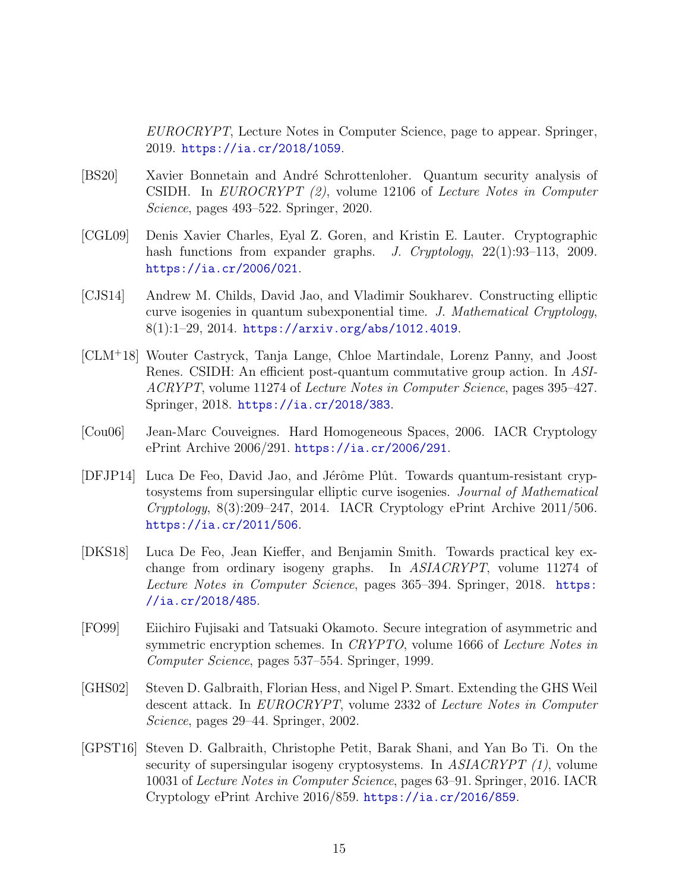*EUROCRYPT*, Lecture Notes in Computer Science, page to appear. Springer, 2019. https://ia.cr/2018/1059.

[BS20] Xavier Bonnetain and André Schrottenloher. Quantum security analysis of CSIDH. In *EUROCRYPT (2)*, volume 12106 of *Lecture Notes in Computer Science*, pages 493–522. Springer, 2020.

[CGL09] Denis Xavier Charles, Eyal Z. Goren, and Kristin E. Lauter. Cryptographic hash functions from expander graphs. *J. Cryptology*, 22(1):93–113, 2009. https://ia.cr/2006/021.

[CJS14] Andrew M. Childs, David Jao, and Vladimir Soukharev. Constructing elliptic curve isogenies in quantum subexponential time. *J. Mathematical Cryptology*, 8(1):1–29, 2014. https://arxiv.org/abs/1012.4019.

[CLM+18] Wouter Castryck, Tanja Lange, Chloe Martindale, Lorenz Panny, and Joost Renes. CSIDH: An efficient post-quantum commutative group action. In *ASIACRYPT*, volume 11274 of *Lecture Notes in Computer Science*, pages 395–427. Springer, 2018. https://ia.cr/2018/383.

[Cou06] Jean-Marc Couveignes. Hard Homogeneous Spaces, 2006. IACR Cryptology ePrint Archive 2006/291. https://ia.cr/2006/291.

[DFJP14] Luca De Feo, David Jao, and Jérôme Plût. Towards quantum-resistant cryptosystems from supersingular elliptic curve isogenies. *Journal of Mathematical Cryptology*, 8(3):209–247, 2014. IACR Cryptology ePrint Archive 2011/506. https://ia.cr/2011/506.

[DKS18] Luca De Feo, Jean Kieffer, and Benjamin Smith. Towards practical key exchange from ordinary isogeny graphs. In *ASIACRYPT*, volume 11274 of *Lecture Notes in Computer Science*, pages 365–394. Springer, 2018. https://ia.cr/2018/485.

[FO99] Eiichiro Fujisaki and Tatsuaki Okamoto. Secure integration of asymmetric and symmetric encryption schemes. In *CRYPTO*, volume 1666 of *Lecture Notes in Computer Science*, pages 537–554. Springer, 1999.

[GHS02] Steven D. Galbraith, Florian Hess, and Nigel P. Smart. Extending the GHS Weil descent attack. In *EUROCRYPT*, volume 2332 of *Lecture Notes in Computer Science*, pages 29–44. Springer, 2002.

[GPST16] Steven D. Galbraith, Christophe Petit, Barak Shani, and Yan Bo Ti. On the security of supersingular isogeny cryptosystems. In *ASIACRYPT (1)*, volume 10031 of *Lecture Notes in Computer Science*, pages 63–91. Springer, 2016. IACR Cryptology ePrint Archive 2016/859. https://ia.cr/2016/859.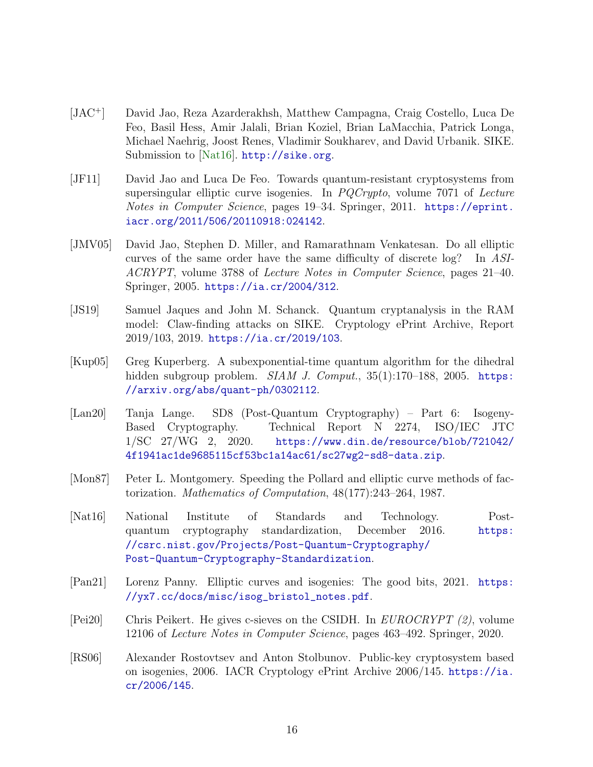[JAC+] David Jao, Reza Azarderakhsh, Matthew Campagna, Craig Costello, Luca De Feo, Basil Hess, Amir Jalali, Brian Koziel, Brian LaMacchia, Patrick Longa, Michael Naehrig, Joost Renes, Vladimir Soukharev, and David Urbanik. SIKE. Submission to [Nat16]. http://sike.org.

[JF11] David Jao and Luca De Feo. Towards quantum-resistant cryptosystems from supersingular elliptic curve isogenies. In *PQCrypto*, volume 7071 of *Lecture Notes in Computer Science*, pages 19–34. Springer, 2011. https://eprint.iacr.org/2011/506/20110918:024142.

[JMV05] David Jao, Stephen D. Miller, and Ramarathnam Venkatesan. Do all elliptic curves of the same order have the same difficulty of discrete log? In *ASIACRYPT*, volume 3788 of *Lecture Notes in Computer Science*, pages 21–40. Springer, 2005. https://ia.cr/2004/312.

[JS19] Samuel Jaques and John M. Schanck. Quantum cryptanalysis in the RAM model: Claw-finding attacks on SIKE. Cryptology ePrint Archive, Report 2019/103, 2019. https://ia.cr/2019/103.

[Kup05] Greg Kuperberg. A subexponential-time quantum algorithm for the dihedral hidden subgroup problem. *SIAM J. Comput.*, 35(1):170–188, 2005. https://arxiv.org/abs/quant-ph/0302112.

[Lan20] Tanja Lange. SD8 (Post-Quantum Cryptography) – Part 6: Isogeny-Based Cryptography. Technical Report N 2274, ISO/IEC JTC 1/SC 27/WG 2, 2020. https://www.din.de/resource/blob/721042/4f1941ac1de9685115cf53bc1a14ac61/sc27wg2-sd8-data.zip.

[Mon87] Peter L. Montgomery. Speeding the Pollard and elliptic curve methods of factorization. *Mathematics of Computation*, 48(177):243–264, 1987.

[Nat16] National Institute of Standards and Technology. Post-quantum cryptography standardization, December 2016. https://csrc.nist.gov/Projects/Post-Quantum-Cryptography/Post-Quantum-Cryptography-Standardization.

[Pan21] Lorenz Panny. Elliptic curves and isogenies: The good bits, 2021. https://yx7.cc/docs/misc/isog_bristol_notes.pdf.

[Pei20] Chris Peikert. He gives c-sieves on the CSIDH. In *EUROCRYPT (2)*, volume 12106 of *Lecture Notes in Computer Science*, pages 463–492. Springer, 2020.

[RS06] Alexander Rostovtsev and Anton Stolbunov. Public-key cryptosystem based on isogenies, 2006. IACR Cryptology ePrint Archive 2006/145. https://ia.cr/2006/145.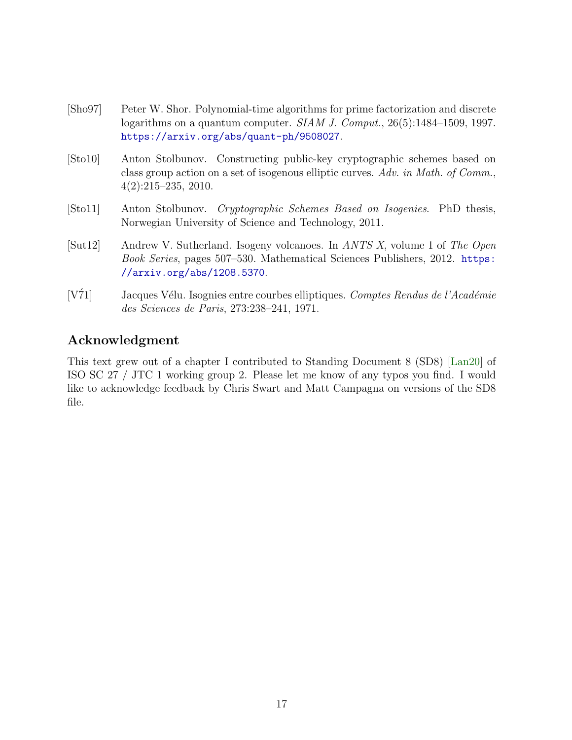[Sho97] Peter W. Shor. Polynomial-time algorithms for prime factorization and discrete logarithms on a quantum computer. *SIAM J. Comput.*, 26(5):1484–1509, 1997. https://arxiv.org/abs/quant-ph/9508027.

[Sto10] Anton Stolbunov. Constructing public-key cryptographic schemes based on class group action on a set of isogenous elliptic curves. *Adv. in Math. of Comm.*, 4(2):215–235, 2010.

[Sto11] Anton Stolbunov. *Cryptographic Schemes Based on Isogenies*. PhD thesis, Norwegian University of Science and Technology, 2011.

[Sut12] Andrew V. Sutherland. Isogeny volcanoes. In *ANTS X*, volume 1 of *The Open Book Series*, pages 507–530. Mathematical Sciences Publishers, 2012. https://arxiv.org/abs/1208.5370.

[V́71] Jacques Vélu. Isognies entre courbes elliptiques. *Comptes Rendus de l'Académie des Sciences de Paris*, 273:238–241, 1971.

## Acknowledgment

This text grew out of a chapter I contributed to Standing Document 8 (SD8) [Lan20] of ISO SC 27 / JTC 1 working group 2. Please let me know of any typos you find. I would like to acknowledge feedback by Chris Swart and Matt Campagna on versions of the SD8 file.